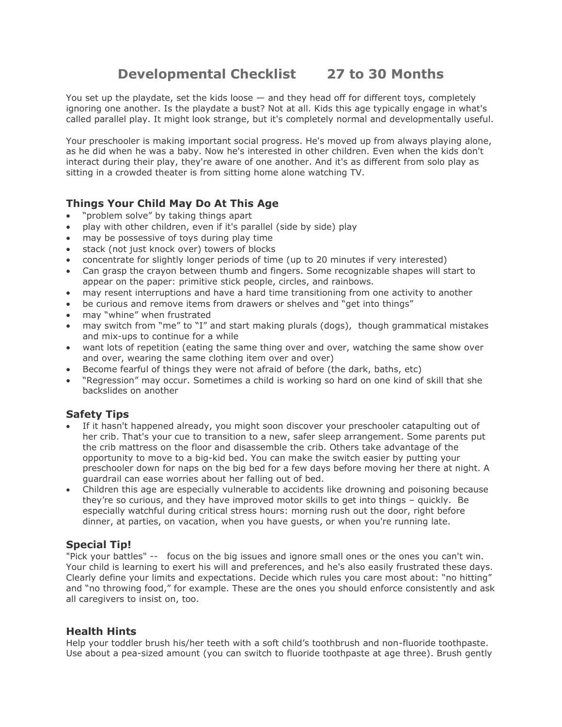# Developmental Checklist 27 to 30 Months

You set up the playdate, set the kids loose — and they head off for different toys, completely ignoring one another. Is the playdate a bust? Not at all. Kids this age typically engage in what's called parallel play. It might look strange, but it's completely normal and developmentally useful.

Your preschooler is making important social progress. He's moved up from always playing alone, as he did when he was a baby. Now he's interested in other children. Even when the kids don't interact during their play, they're aware of one another. And it's as different from solo play as sitting in a crowded theater is from sitting home alone watching TV.

## Things Your Child May Do At This Age

- "problem solve" by taking things apart
- play with other children, even if it's parallel (side by side) play
- may be possessive of toys during play time
- stack (not just knock over) towers of blocks
- concentrate for slightly longer periods of time (up to 20 minutes if very interested)
- Can grasp the crayon between thumb and fingers. Some recognizable shapes will start to appear on the paper: primitive stick people, circles, and rainbows.
- may resent interruptions and have a hard time transitioning from one activity to another
- be curious and remove items from drawers or shelves and "get into things"
- may "whine" when frustrated
- may switch from "me" to "I" and start making plurals (dogs), though grammatical mistakes and mix-ups to continue for a while
- want lots of repetition (eating the same thing over and over, watching the same show over and over, wearing the same clothing item over and over)
- Become fearful of things they were not afraid of before (the dark, baths, etc)
- "Regression" may occur. Sometimes a child is working so hard on one kind of skill that she backslides on another

## Safety Tips

- If it hasn't happened already, you might soon discover your preschooler catapulting out of her crib. That's your cue to transition to a new, safer sleep arrangement. Some parents put the crib mattress on the floor and disassemble the crib. Others take advantage of the opportunity to move to a big-kid bed. You can make the switch easier by putting your preschooler down for naps on the big bed for a few days before moving her there at night. A guardrail can ease worries about her falling out of bed.
- Children this age are especially vulnerable to accidents like drowning and poisoning because they're so curious, and they have improved motor skills to get into things – quickly. Be especially watchful during critical stress hours: morning rush out the door, right before dinner, at parties, on vacation, when you have guests, or when you're running late.

## Special Tip!

"Pick your battles" -- focus on the big issues and ignore small ones or the ones you can't win. Your child is learning to exert his will and preferences, and he's also easily frustrated these days. Clearly define your limits and expectations. Decide which rules you care most about: "no hitting" and "no throwing food," for example. These are the ones you should enforce consistently and ask all caregivers to insist on, too.

## Health Hints

Help your toddler brush his/her teeth with a soft child's toothbrush and non-fluoride toothpaste. Use about a pea-sized amount (you can switch to fluoride toothpaste at age three). Brush gently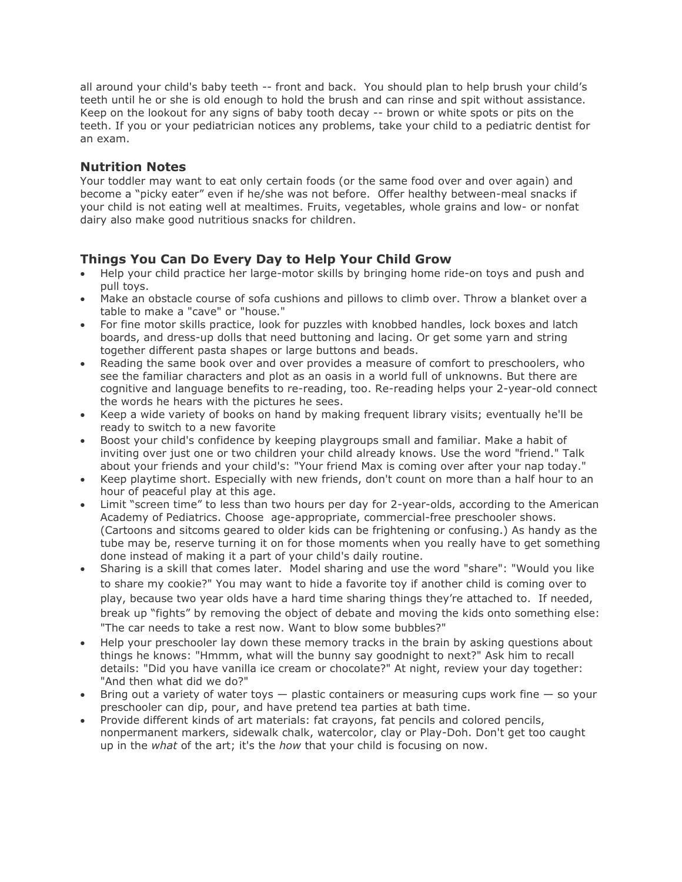all around your child's baby teeth -- front and back. You should plan to help brush your child's teeth until he or she is old enough to hold the brush and can rinse and spit without assistance. Keep on the lookout for any signs of baby tooth decay -- brown or white spots or pits on the teeth. If you or your pediatrician notices any problems, take your child to a pediatric dentist for an exam.

### Nutrition Notes

Your toddler may want to eat only certain foods (or the same food over and over again) and become a "picky eater" even if he/she was not before. Offer healthy between-meal snacks if your child is not eating well at mealtimes. Fruits, vegetables, whole grains and low- or nonfat dairy also make good nutritious snacks for children.

### Things You Can Do Every Day to Help Your Child Grow

- Help your child practice her large-motor skills by bringing home ride-on toys and push and pull toys.
- Make an obstacle course of sofa cushions and pillows to climb over. Throw a blanket over a table to make a "cave" or "house."
- For fine motor skills practice, look for puzzles with knobbed handles, lock boxes and latch boards, and dress-up dolls that need buttoning and lacing. Or get some yarn and string together different pasta shapes or large buttons and beads.
- Reading the same book over and over provides a measure of comfort to preschoolers, who see the familiar characters and plot as an oasis in a world full of unknowns. But there are cognitive and language benefits to re-reading, too. Re-reading helps your 2-year-old connect the words he hears with the pictures he sees.
- Keep a wide variety of books on hand by making frequent library visits; eventually he'll be ready to switch to a new favorite
- Boost your child's confidence by keeping playgroups small and familiar. Make a habit of inviting over just one or two children your child already knows. Use the word "friend." Talk about your friends and your child's: "Your friend Max is coming over after your nap today."
- Keep playtime short. Especially with new friends, don't count on more than a half hour to an hour of peaceful play at this age.
- Limit "screen time" to less than two hours per day for 2-year-olds, according to the American Academy of Pediatrics. Choose age-appropriate, commercial-free preschooler shows. (Cartoons and sitcoms geared to older kids can be frightening or confusing.) As handy as the tube may be, reserve turning it on for those moments when you really have to get something done instead of making it a part of your child's daily routine.
- Sharing is a skill that comes later. Model sharing and use the word "share": "Would you like to share my cookie?" You may want to hide a favorite toy if another child is coming over to play, because two year olds have a hard time sharing things they're attached to. If needed, break up "fights" by removing the object of debate and moving the kids onto something else: "The car needs to take a rest now. Want to blow some bubbles?"
- Help your preschooler lay down these memory tracks in the brain by asking questions about things he knows: "Hmmm, what will the bunny say goodnight to next?" Ask him to recall details: "Did you have vanilla ice cream or chocolate?" At night, review your day together: "And then what did we do?"
- Bring out a variety of water toys — plastic containers or measuring cups work fine — so your preschooler can dip, pour, and have pretend tea parties at bath time.
- Provide different kinds of art materials: fat crayons, fat pencils and colored pencils, nonpermanent markers, sidewalk chalk, watercolor, clay or Play-Doh. Don't get too caught up in the *what* of the art; it's the *how* that your child is focusing on now.